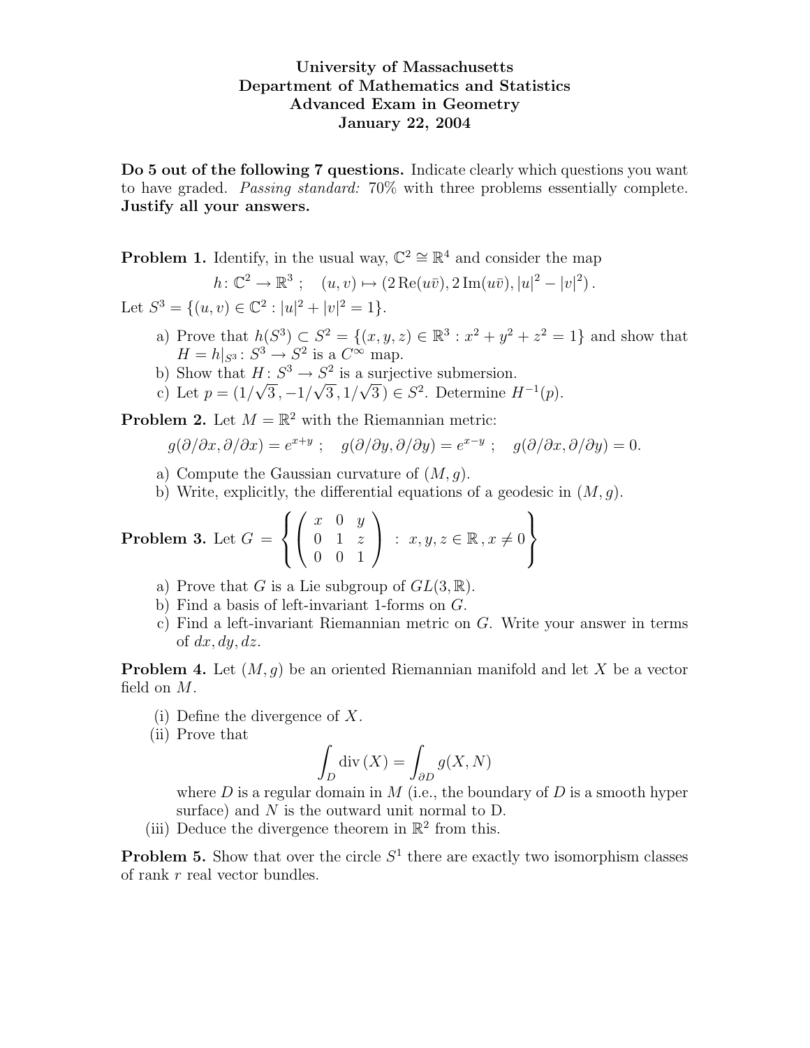# University of Massachusetts
# Department of Mathematics and Statistics
# Advanced Exam in Geometry
# January 22, 2004

**Do 5 out of the following 7 questions.** Indicate clearly which questions you want to have graded. *Passing standard:* 70% with three problems essentially complete. **Justify all your answers.**

**Problem 1.** Identify, in the usual way, $\mathbb{C}^2 \cong \mathbb{R}^4$ and consider the map

$$h\colon \mathbb{C}^2 \to \mathbb{R}^3 \; ; \quad (u, v) \mapsto (2\,\mathrm{Re}(u\bar{v}), 2\,\mathrm{Im}(u\bar{v}), |u|^2 - |v|^2)\,.$$

Let $S^3 = \{(u, v) \in \mathbb{C}^2 : |u|^2 + |v|^2 = 1\}$.

a) Prove that $h(S^3) \subset S^2 = \{(x, y, z) \in \mathbb{R}^3 : x^2 + y^2 + z^2 = 1\}$ and show that $H = h|_{S^3}\colon S^3 \to S^2$ is a $C^\infty$ map.
b) Show that $H\colon S^3 \to S^2$ is a surjective submersion.
c) Let $p = (1/\sqrt{3}\,, -1/\sqrt{3}\,, 1/\sqrt{3}\,) \in S^2$. Determine $H^{-1}(p)$.

**Problem 2.** Let $M = \mathbb{R}^2$ with the Riemannian metric:

$$g(\partial/\partial x, \partial/\partial x) = e^{x+y}\; ; \quad g(\partial/\partial y, \partial/\partial y) = e^{x-y}\; ; \quad g(\partial/\partial x, \partial/\partial y) = 0.$$

a) Compute the Gaussian curvature of $(M, g)$.
b) Write, explicitly, the differential equations of a geodesic in $(M, g)$.

**Problem 3.** Let $G = \left\{ \begin{pmatrix} x & 0 & y \\ 0 & 1 & z \\ 0 & 0 & 1 \end{pmatrix} \; : \; x, y, z \in \mathbb{R}\,, x \neq 0 \right\}$

a) Prove that $G$ is a Lie subgroup of $GL(3, \mathbb{R})$.
b) Find a basis of left-invariant 1-forms on $G$.
c) Find a left-invariant Riemannian metric on $G$. Write your answer in terms of $dx, dy, dz$.

**Problem 4.** Let $(M, g)$ be an oriented Riemannian manifold and let $X$ be a vector field on $M$.

(i) Define the divergence of $X$.
(ii) Prove that
$$\int_D \mathrm{div}\,(X) = \int_{\partial D} g(X, N)$$
where $D$ is a regular domain in $M$ (i.e., the boundary of $D$ is a smooth hyper surface) and $N$ is the outward unit normal to D.
(iii) Deduce the divergence theorem in $\mathbb{R}^2$ from this.

**Problem 5.** Show that over the circle $S^1$ there are exactly two isomorphism classes of rank $r$ real vector bundles.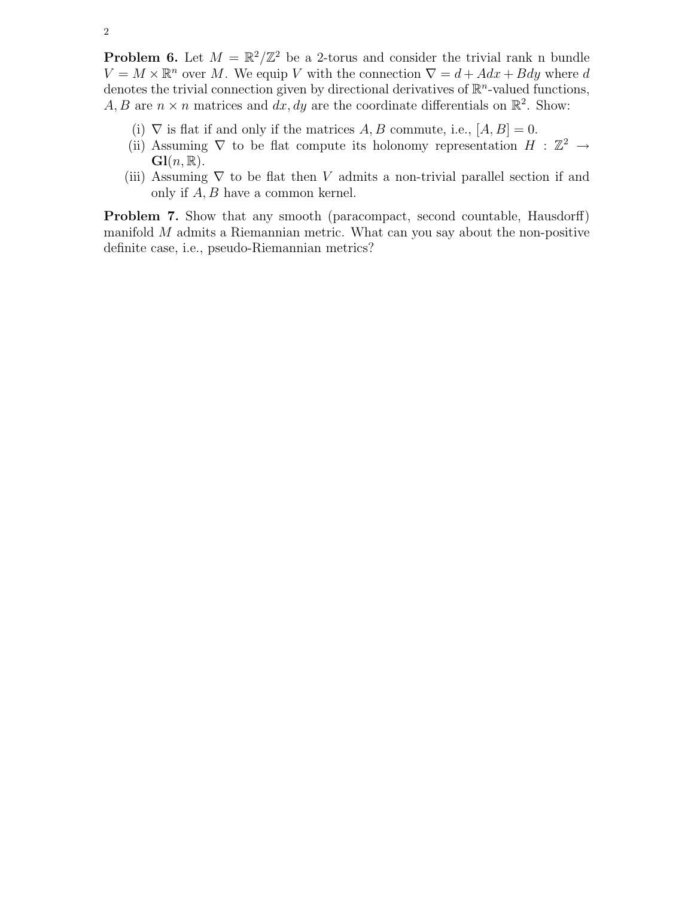**Problem 6.** Let $M = \mathbb{R}^2/\mathbb{Z}^2$ be a 2-torus and consider the trivial rank n bundle $V = M \times \mathbb{R}^n$ over $M$. We equip $V$ with the connection $\nabla = d + Adx + Bdy$ where $d$ denotes the trivial connection given by directional derivatives of $\mathbb{R}^n$-valued functions, $A, B$ are $n \times n$ matrices and $dx, dy$ are the coordinate differentials on $\mathbb{R}^2$. Show:

(i) $\nabla$ is flat if and only if the matrices $A, B$ commute, i.e., $[A, B] = 0$.

(ii) Assuming $\nabla$ to be flat compute its holonomy representation $H : \mathbb{Z}^2 \to \mathbf{Gl}(n, \mathbb{R})$.

(iii) Assuming $\nabla$ to be flat then $V$ admits a non-trivial parallel section if and only if $A, B$ have a common kernel.

**Problem 7.** Show that any smooth (paracompact, second countable, Hausdorff) manifold $M$ admits a Riemannian metric. What can you say about the non-positive definite case, i.e., pseudo-Riemannian metrics?